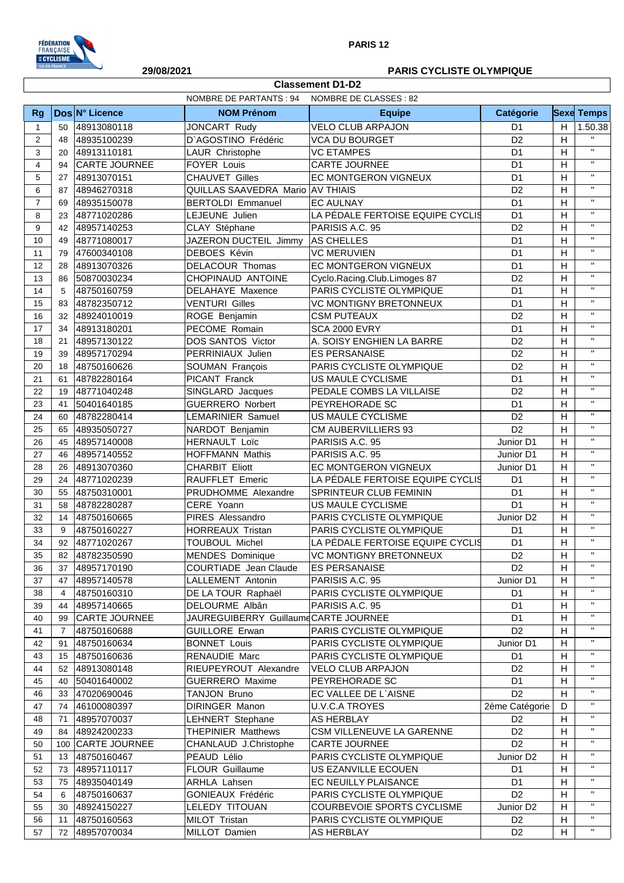**PARIS 12**

**29/08/2021** **PARIS CYCLISTE OLYMPIQUE**

## Classement D1-D2

NOMBRE DE PARTANTS : 94 NOMBRE DE CLASSES : 82

| Rg | Dos | N° Licence | NOM Prénom | Equipe | Catégorie | Sexe | Temps |
|---|---|---|---|---|---|---|---|
| 1 | 50 | 48913080118 | JONCART Rudy | VELO CLUB ARPAJON | D1 | H | 1.50.38 |
| 2 | 48 | 48935100239 | D`AGOSTINO Frédéric | VCA DU BOURGET | D2 | H | " |
| 3 | 20 | 48913110181 | LAUR Christophe | VC ETAMPES | D1 | H | " |
| 4 | 94 | CARTE JOURNEE | FOYER Louis | CARTE JOURNEE | D1 | H | " |
| 5 | 27 | 48913070151 | CHAUVET Gilles | EC MONTGERON VIGNEUX | D1 | H | " |
| 6 | 87 | 48946270318 | QUILLAS SAAVEDRA Mario | AV THIAIS | D2 | H | " |
| 7 | 69 | 48935150078 | BERTOLDI Emmanuel | EC AULNAY | D1 | H | " |
| 8 | 23 | 48771020286 | LEJEUNE Julien | LA PÉDALE FERTOISE EQUIPE CYCLIS | D1 | H | " |
| 9 | 42 | 48957140253 | CLAY Stéphane | PARISIS A.C. 95 | D2 | H | " |
| 10 | 49 | 48771080017 | JAZERON DUCTEIL Jimmy | AS CHELLES | D1 | H | " |
| 11 | 79 | 47600340108 | DEBOES Kévin | VC MERUVIEN | D1 | H | " |
| 12 | 28 | 48913070326 | DELACOUR Thomas | EC MONTGERON VIGNEUX | D1 | H | " |
| 13 | 86 | 50870030234 | CHOPINAUD ANTOINE | Cyclo.Racing.Club.Limoges 87 | D2 | H | " |
| 14 | 5 | 48750160759 | DELAHAYE Maxence | PARIS CYCLISTE OLYMPIQUE | D1 | H | " |
| 15 | 83 | 48782350712 | VENTURI Gilles | VC MONTIGNY BRETONNEUX | D1 | H | " |
| 16 | 32 | 48924010019 | ROGE Benjamin | CSM PUTEAUX | D2 | H | " |
| 17 | 34 | 48913180201 | PECOME Romain | SCA 2000 EVRY | D1 | H | " |
| 18 | 21 | 48957130122 | DOS SANTOS Victor | A. SOISY ENGHIEN LA BARRE | D2 | H | " |
| 19 | 39 | 48957170294 | PERRINIAUX Julien | ES PERSANAISE | D2 | H | " |
| 20 | 18 | 48750160626 | SOUMAN François | PARIS CYCLISTE OLYMPIQUE | D2 | H | " |
| 21 | 61 | 48782280164 | PICANT Franck | US MAULE CYCLISME | D1 | H | " |
| 22 | 19 | 48771040248 | SINGLARD Jacques | PEDALE COMBS LA VILLAISE | D2 | H | " |
| 23 | 41 | 50401640185 | GUERRERO Norbert | PEYREHORADE SC | D1 | H | " |
| 24 | 60 | 48782280414 | LEMARINIER Samuel | US MAULE CYCLISME | D2 | H | " |
| 25 | 65 | 48935050727 | NARDOT Benjamin | CM AUBERVILLIERS 93 | D2 | H | " |
| 26 | 45 | 48957140008 | HERNAULT Loïc | PARISIS A.C. 95 | Junior D1 | H | " |
| 27 | 46 | 48957140552 | HOFFMANN Mathis | PARISIS A.C. 95 | Junior D1 | H | " |
| 28 | 26 | 48913070360 | CHARBIT Eliott | EC MONTGERON VIGNEUX | Junior D1 | H | " |
| 29 | 24 | 48771020239 | RAUFFLET Emeric | LA PÉDALE FERTOISE EQUIPE CYCLIS | D1 | H | " |
| 30 | 55 | 48750310001 | PRUDHOMME Alexandre | SPRINTEUR CLUB FEMININ | D1 | H | " |
| 31 | 58 | 48782280287 | CERE Yoann | US MAULE CYCLISME | D1 | H | " |
| 32 | 14 | 48750160665 | PIRES Alessandro | PARIS CYCLISTE OLYMPIQUE | Junior D2 | H | " |
| 33 | 9 | 48750160227 | HORREAUX Tristan | PARIS CYCLISTE OLYMPIQUE | D1 | H | " |
| 34 | 92 | 48771020267 | TOUBOUL Michel | LA PÉDALE FERTOISE EQUIPE CYCLIS | D1 | H | " |
| 35 | 82 | 48782350590 | MENDES Dominique | VC MONTIGNY BRETONNEUX | D2 | H | " |
| 36 | 37 | 48957170190 | COURTIADE Jean Claude | ES PERSANAISE | D2 | H | " |
| 37 | 47 | 48957140578 | LALLEMENT Antonin | PARISIS A.C. 95 | Junior D1 | H | " |
| 38 | 4 | 48750160310 | DE LA TOUR Raphaël | PARIS CYCLISTE OLYMPIQUE | D1 | H | " |
| 39 | 44 | 48957140665 | DELOURME Albân | PARISIS A.C. 95 | D1 | H | " |
| 40 | 99 | CARTE JOURNEE | JAUREGUIBERRY Guillaume | CARTE JOURNEE | D1 | H | " |
| 41 | 7 | 48750160688 | GUILLORE Erwan | PARIS CYCLISTE OLYMPIQUE | D2 | H | " |
| 42 | 91 | 48750160634 | BONNET Louis | PARIS CYCLISTE OLYMPIQUE | Junior D1 | H | " |
| 43 | 15 | 48750160636 | RENAUDIE Marc | PARIS CYCLISTE OLYMPIQUE | D1 | H | " |
| 44 | 52 | 48913080148 | RIEUPEYROUT Alexandre | VELO CLUB ARPAJON | D2 | H | " |
| 45 | 40 | 50401640002 | GUERRERO Maxime | PEYREHORADE SC | D1 | H | " |
| 46 | 33 | 47020690046 | TANJON Bruno | EC VALLEE DE L`AISNE | D2 | H | " |
| 47 | 74 | 46100080397 | DIRINGER Manon | U.V.C.A TROYES | 2ème Catégorie | D | " |
| 48 | 71 | 48957070037 | LEHNERT Stephane | AS HERBLAY | D2 | H | " |
| 49 | 84 | 48924200233 | THEPINIER Matthews | CSM VILLENEUVE LA GARENNE | D2 | H | " |
| 50 | 100 | CARTE JOURNEE | CHANLAUD J.Christophe | CARTE JOURNEE | D2 | H | " |
| 51 | 13 | 48750160467 | PEAUD Lélio | PARIS CYCLISTE OLYMPIQUE | Junior D2 | H | " |
| 52 | 73 | 48957110117 | FLOUR Guillaume | US EZANVILLE ECOUEN | D1 | H | " |
| 53 | 75 | 48935040149 | ARHLA Lahsen | EC NEUILLY PLAISANCE | D1 | H | " |
| 54 | 6 | 48750160637 | GONIEAUX Frédéric | PARIS CYCLISTE OLYMPIQUE | D2 | H | " |
| 55 | 30 | 48924150227 | LELEDY TITOUAN | COURBEVOIE SPORTS CYCLISME | Junior D2 | H | " |
| 56 | 11 | 48750160563 | MILOT Tristan | PARIS CYCLISTE OLYMPIQUE | D2 | H | " |
| 57 | 72 | 48957070034 | MILLOT Damien | AS HERBLAY | D2 | H | " |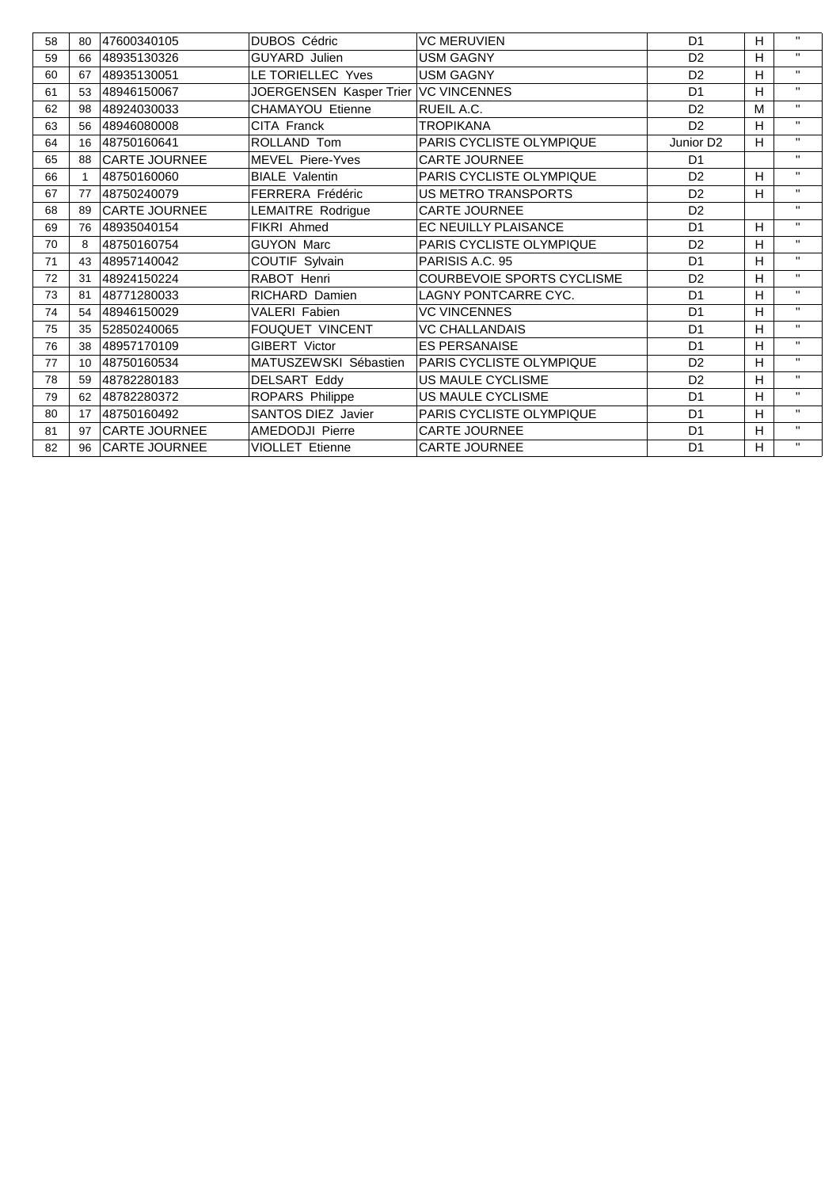| | | | | | | | |
|---|---|---|---|---|---|---|---|
| 58 | 80 | 47600340105 | DUBOS Cédric | VC MERUVIEN | D1 | H | " |
| 59 | 66 | 48935130326 | GUYARD Julien | USM GAGNY | D2 | H | " |
| 60 | 67 | 48935130051 | LE TORIELLEC Yves | USM GAGNY | D2 | H | " |
| 61 | 53 | 48946150067 | JOERGENSEN Kasper Trier | VC VINCENNES | D1 | H | " |
| 62 | 98 | 48924030033 | CHAMAYOU Etienne | RUEIL A.C. | D2 | M | " |
| 63 | 56 | 48946080008 | CITA Franck | TROPIKANA | D2 | H | " |
| 64 | 16 | 48750160641 | ROLLAND Tom | PARIS CYCLISTE OLYMPIQUE | Junior D2 | H | " |
| 65 | 88 | CARTE JOURNEE | MEVEL Piere-Yves | CARTE JOURNEE | D1 | | " |
| 66 | 1 | 48750160060 | BIALE Valentin | PARIS CYCLISTE OLYMPIQUE | D2 | H | " |
| 67 | 77 | 48750240079 | FERRERA Frédéric | US METRO TRANSPORTS | D2 | H | " |
| 68 | 89 | CARTE JOURNEE | LEMAITRE Rodrigue | CARTE JOURNEE | D2 | | " |
| 69 | 76 | 48935040154 | FIKRI Ahmed | EC NEUILLY PLAISANCE | D1 | H | " |
| 70 | 8 | 48750160754 | GUYON Marc | PARIS CYCLISTE OLYMPIQUE | D2 | H | " |
| 71 | 43 | 48957140042 | COUTIF Sylvain | PARISIS A.C. 95 | D1 | H | " |
| 72 | 31 | 48924150224 | RABOT Henri | COURBEVOIE SPORTS CYCLISME | D2 | H | " |
| 73 | 81 | 48771280033 | RICHARD Damien | LAGNY PONTCARRE CYC. | D1 | H | " |
| 74 | 54 | 48946150029 | VALERI Fabien | VC VINCENNES | D1 | H | " |
| 75 | 35 | 52850240065 | FOUQUET VINCENT | VC CHALLANDAIS | D1 | H | " |
| 76 | 38 | 48957170109 | GIBERT Victor | ES PERSANAISE | D1 | H | " |
| 77 | 10 | 48750160534 | MATUSZEWSKI Sébastien | PARIS CYCLISTE OLYMPIQUE | D2 | H | " |
| 78 | 59 | 48782280183 | DELSART Eddy | US MAULE CYCLISME | D2 | H | " |
| 79 | 62 | 48782280372 | ROPARS Philippe | US MAULE CYCLISME | D1 | H | " |
| 80 | 17 | 48750160492 | SANTOS DIEZ Javier | PARIS CYCLISTE OLYMPIQUE | D1 | H | " |
| 81 | 97 | CARTE JOURNEE | AMEDODJI Pierre | CARTE JOURNEE | D1 | H | " |
| 82 | 96 | CARTE JOURNEE | VIOLLET Etienne | CARTE JOURNEE | D1 | H | " |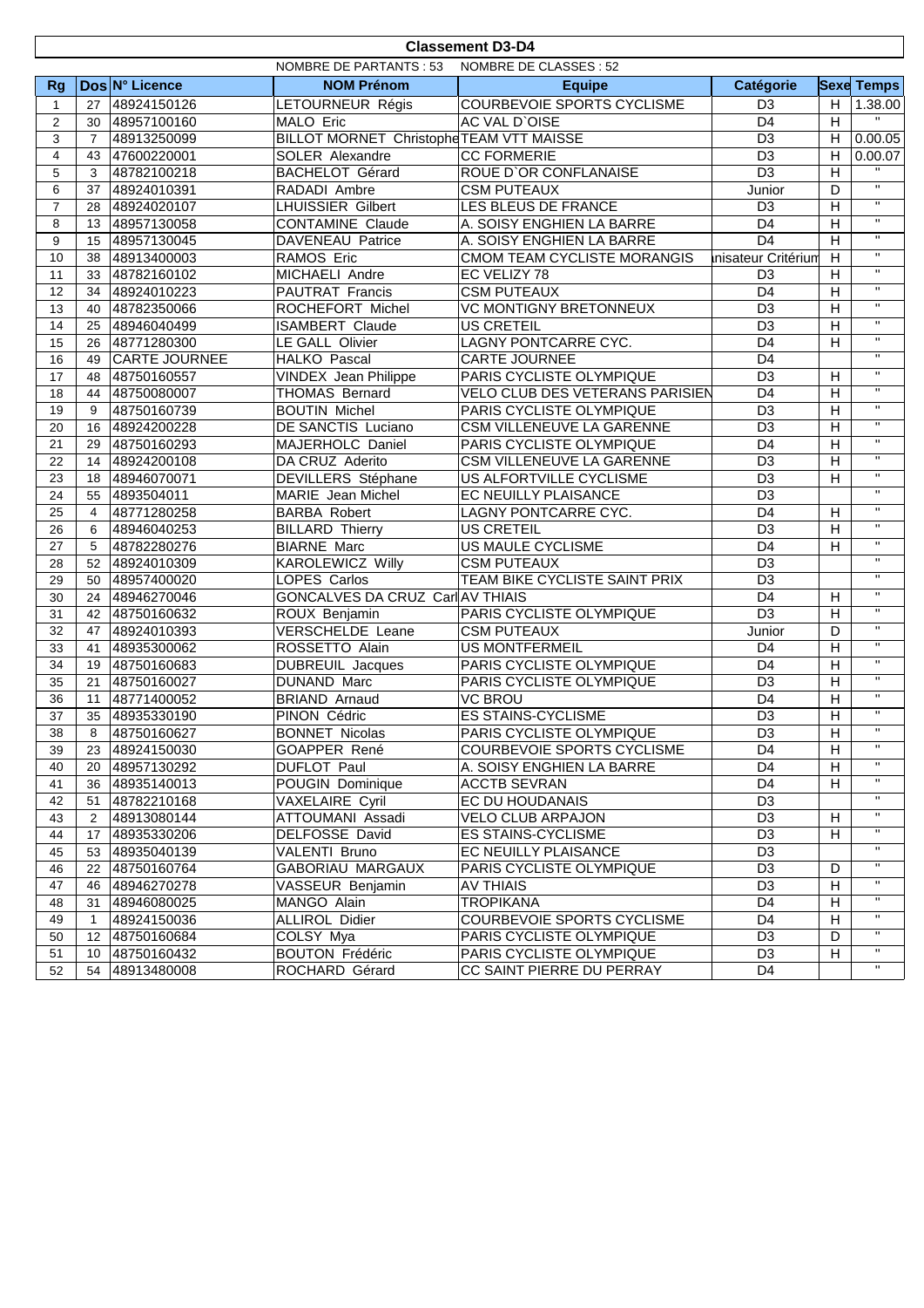## Classement D3-D4

NOMBRE DE PARTANTS : 53 NOMBRE DE CLASSES : 52

| Rg | Dos | N° Licence | NOM Prénom | Equipe | Catégorie | Sexe | Temps |
|---|---|---|---|---|---|---|---|
| 1 | 27 | 48924150126 | LETOURNEUR Régis | COURBEVOIE SPORTS CYCLISME | D3 | H | 1.38.00 |
| 2 | 30 | 48957100160 | MALO Eric | AC VAL D`OISE | D4 | H | " |
| 3 | 7 | 48913250099 | BILLOT MORNET Christophe | TEAM VTT MAISSE | D3 | H | 0.00.05 |
| 4 | 43 | 47600220001 | SOLER Alexandre | CC FORMERIE | D3 | H | 0.00.07 |
| 5 | 3 | 48782100218 | BACHELOT Gérard | ROUE D`OR CONFLANAISE | D3 | H | " |
| 6 | 37 | 48924010391 | RADADI Ambre | CSM PUTEAUX | Junior | D | " |
| 7 | 28 | 48924020107 | LHUISSIER Gilbert | LES BLEUS DE FRANCE | D3 | H | " |
| 8 | 13 | 48957130058 | CONTAMINE Claude | A. SOISY ENGHIEN LA BARRE | D4 | H | " |
| 9 | 15 | 48957130045 | DAVENEAU Patrice | A. SOISY ENGHIEN LA BARRE | D4 | H | " |
| 10 | 38 | 48913400003 | RAMOS Eric | CMOM TEAM CYCLISTE MORANGIS | nisateur Critérium | H | " |
| 11 | 33 | 48782160102 | MICHAELI Andre | EC VELIZY 78 | D3 | H | " |
| 12 | 34 | 48924010223 | PAUTRAT Francis | CSM PUTEAUX | D4 | H | " |
| 13 | 40 | 48782350066 | ROCHEFORT Michel | VC MONTIGNY BRETONNEUX | D3 | H | " |
| 14 | 25 | 48946040499 | ISAMBERT Claude | US CRETEIL | D3 | H | " |
| 15 | 26 | 48771280300 | LE GALL Olivier | LAGNY PONTCARRE CYC. | D4 | H | " |
| 16 | 49 | CARTE JOURNEE | HALKO Pascal | CARTE JOURNEE | D4 | | " |
| 17 | 48 | 48750160557 | VINDEX Jean Philippe | PARIS CYCLISTE OLYMPIQUE | D3 | H | " |
| 18 | 44 | 48750080007 | THOMAS Bernard | VELO CLUB DES VETERANS PARISIEN | D4 | H | " |
| 19 | 9 | 48750160739 | BOUTIN Michel | PARIS CYCLISTE OLYMPIQUE | D3 | H | " |
| 20 | 16 | 48924200228 | DE SANCTIS Luciano | CSM VILLENEUVE LA GARENNE | D3 | H | " |
| 21 | 29 | 48750160293 | MAJERHOLC Daniel | PARIS CYCLISTE OLYMPIQUE | D4 | H | " |
| 22 | 14 | 48924200108 | DA CRUZ Aderito | CSM VILLENEUVE LA GARENNE | D3 | H | " |
| 23 | 18 | 48946070071 | DEVILLERS Stéphane | US ALFORTVILLE CYCLISME | D3 | H | " |
| 24 | 55 | 4893504011 | MARIE Jean Michel | EC NEUILLY PLAISANCE | D3 | | " |
| 25 | 4 | 48771280258 | BARBA Robert | LAGNY PONTCARRE CYC. | D4 | H | " |
| 26 | 6 | 48946040253 | BILLARD Thierry | US CRETEIL | D3 | H | " |
| 27 | 5 | 48782280276 | BIARNE Marc | US MAULE CYCLISME | D4 | H | " |
| 28 | 52 | 48924010309 | KAROLEWICZ Willy | CSM PUTEAUX | D3 | | " |
| 29 | 50 | 48957400020 | LOPES Carlos | TEAM BIKE CYCLISTE SAINT PRIX | D3 | | " |
| 30 | 24 | 48946270046 | GONCALVES DA CRUZ Carl | AV THIAIS | D4 | H | " |
| 31 | 42 | 48750160632 | ROUX Benjamin | PARIS CYCLISTE OLYMPIQUE | D3 | H | " |
| 32 | 47 | 48924010393 | VERSCHELDE Leane | CSM PUTEAUX | Junior | D | " |
| 33 | 41 | 48935300062 | ROSSETTO Alain | US MONTFERMEIL | D4 | H | " |
| 34 | 19 | 48750160683 | DUBREUIL Jacques | PARIS CYCLISTE OLYMPIQUE | D4 | H | " |
| 35 | 21 | 48750160027 | DUNAND Marc | PARIS CYCLISTE OLYMPIQUE | D3 | H | " |
| 36 | 11 | 48771400052 | BRIAND Arnaud | VC BROU | D4 | H | " |
| 37 | 35 | 48935330190 | PINON Cédric | ES STAINS-CYCLISME | D3 | H | " |
| 38 | 8 | 48750160627 | BONNET Nicolas | PARIS CYCLISTE OLYMPIQUE | D3 | H | " |
| 39 | 23 | 48924150030 | GOAPPER René | COURBEVOIE SPORTS CYCLISME | D4 | H | " |
| 40 | 20 | 48957130292 | DUFLOT Paul | A. SOISY ENGHIEN LA BARRE | D4 | H | " |
| 41 | 36 | 48935140013 | POUGIN Dominique | ACCTB SEVRAN | D4 | H | " |
| 42 | 51 | 48782210168 | VAXELAIRE Cyril | EC DU HOUDANAIS | D3 | | " |
| 43 | 2 | 48913080144 | ATTOUMANI Assadi | VELO CLUB ARPAJON | D3 | H | " |
| 44 | 17 | 48935330206 | DELFOSSE David | ES STAINS-CYCLISME | D3 | H | " |
| 45 | 53 | 48935040139 | VALENTI Bruno | EC NEUILLY PLAISANCE | D3 | | " |
| 46 | 22 | 48750160764 | GABORIAU MARGAUX | PARIS CYCLISTE OLYMPIQUE | D3 | D | " |
| 47 | 46 | 48946270278 | VASSEUR Benjamin | AV THIAIS | D3 | H | " |
| 48 | 31 | 48946080025 | MANGO Alain | TROPIKANA | D4 | H | " |
| 49 | 1 | 48924150036 | ALLIROL Didier | COURBEVOIE SPORTS CYCLISME | D4 | H | " |
| 50 | 12 | 48750160684 | COLSY Mya | PARIS CYCLISTE OLYMPIQUE | D3 | D | " |
| 51 | 10 | 48750160432 | BOUTON Frédéric | PARIS CYCLISTE OLYMPIQUE | D3 | H | " |
| 52 | 54 | 48913480008 | ROCHARD Gérard | CC SAINT PIERRE DU PERRAY | D4 | | " |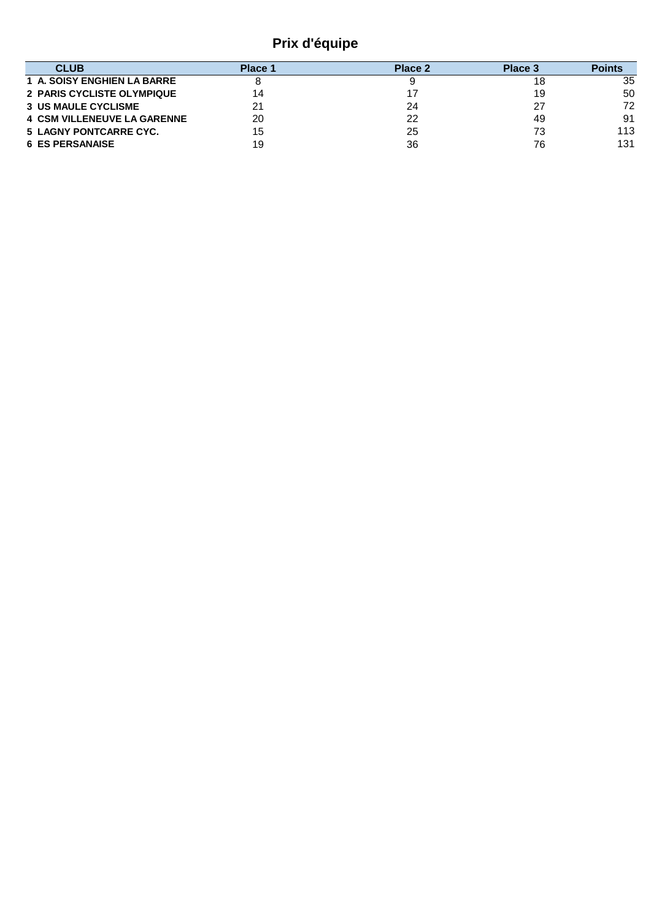# Prix d'équipe

| CLUB | Place 1 | Place 2 | Place 3 | Points |
|---|---|---|---|---|
| 1 A. SOISY ENGHIEN LA BARRE | 8 | 9 | 18 | 35 |
| 2 PARIS CYCLISTE OLYMPIQUE | 14 | 17 | 19 | 50 |
| 3 US MAULE CYCLISME | 21 | 24 | 27 | 72 |
| 4 CSM VILLENEUVE LA GARENNE | 20 | 22 | 49 | 91 |
| 5 LAGNY PONTCARRE CYC. | 15 | 25 | 73 | 113 |
| 6 ES PERSANAISE | 19 | 36 | 76 | 131 |